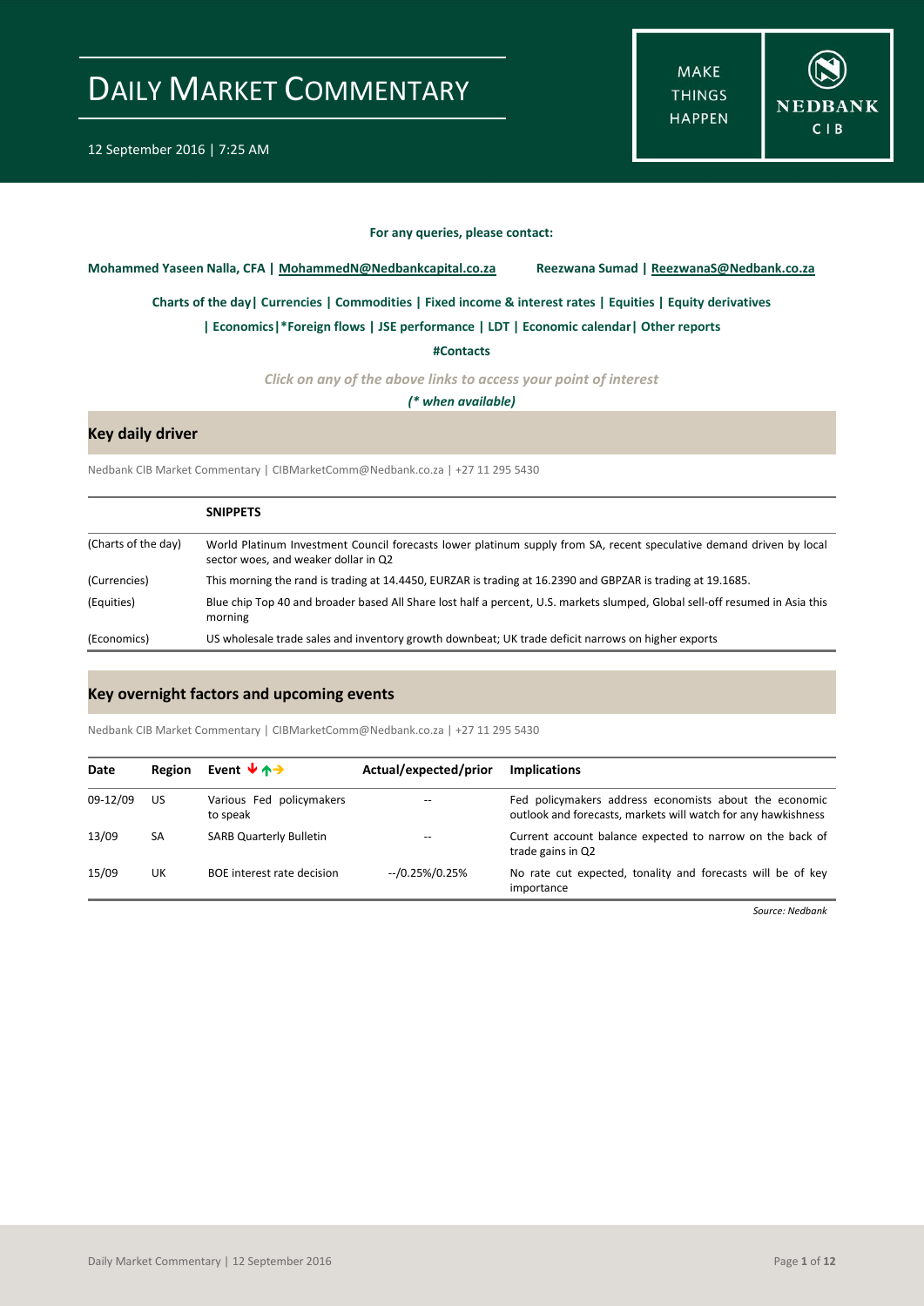# DAILY MARKET COMMENTARY

12 September 2016 | 7:25 AM

MAKE THINGS HAPPEN

NEDBANK CIB

**For any queries, please contact:**

**Mohammed Yaseen Nalla, CFA | MohammedN@Nedbankcapital.co.za** **Reezwana Sumad | ReezwanaS@Nedbank.co.za**

**Charts of the day| Currencies | Commodities | Fixed income & interest rates | Equities | Equity derivatives**

**| Economics|*Foreign flows | JSE performance | LDT | Economic calendar| Other reports**

**#Contacts**

*Click on any of the above links to access your point of interest*

***(* when available)***

## Key daily driver

Nedbank CIB Market Commentary | CIBMarketComm@Nedbank.co.za | +27 11 295 5430

| | SNIPPETS |
|---|---|
| (Charts of the day) | World Platinum Investment Council forecasts lower platinum supply from SA, recent speculative demand driven by local sector woes, and weaker dollar in Q2 |
| (Currencies) | This morning the rand is trading at 14.4450, EURZAR is trading at 16.2390 and GBPZAR is trading at 19.1685. |
| (Equities) | Blue chip Top 40 and broader based All Share lost half a percent, U.S. markets slumped, Global sell-off resumed in Asia this morning |
| (Economics) | US wholesale trade sales and inventory growth downbeat; UK trade deficit narrows on higher exports |

## Key overnight factors and upcoming events

Nedbank CIB Market Commentary | CIBMarketComm@Nedbank.co.za | +27 11 295 5430

| Date | Region | Event ↓↑→ | Actual/expected/prior | Implications |
|---|---|---|---|---|
| 09-12/09 | US | Various Fed policymakers to speak | -- | Fed policymakers address economists about the economic outlook and forecasts, markets will watch for any hawkishness |
| 13/09 | SA | SARB Quarterly Bulletin | -- | Current account balance expected to narrow on the back of trade gains in Q2 |
| 15/09 | UK | BOE interest rate decision | --/0.25%/0.25% | No rate cut expected, tonality and forecasts will be of key importance |

*Source: Nedbank*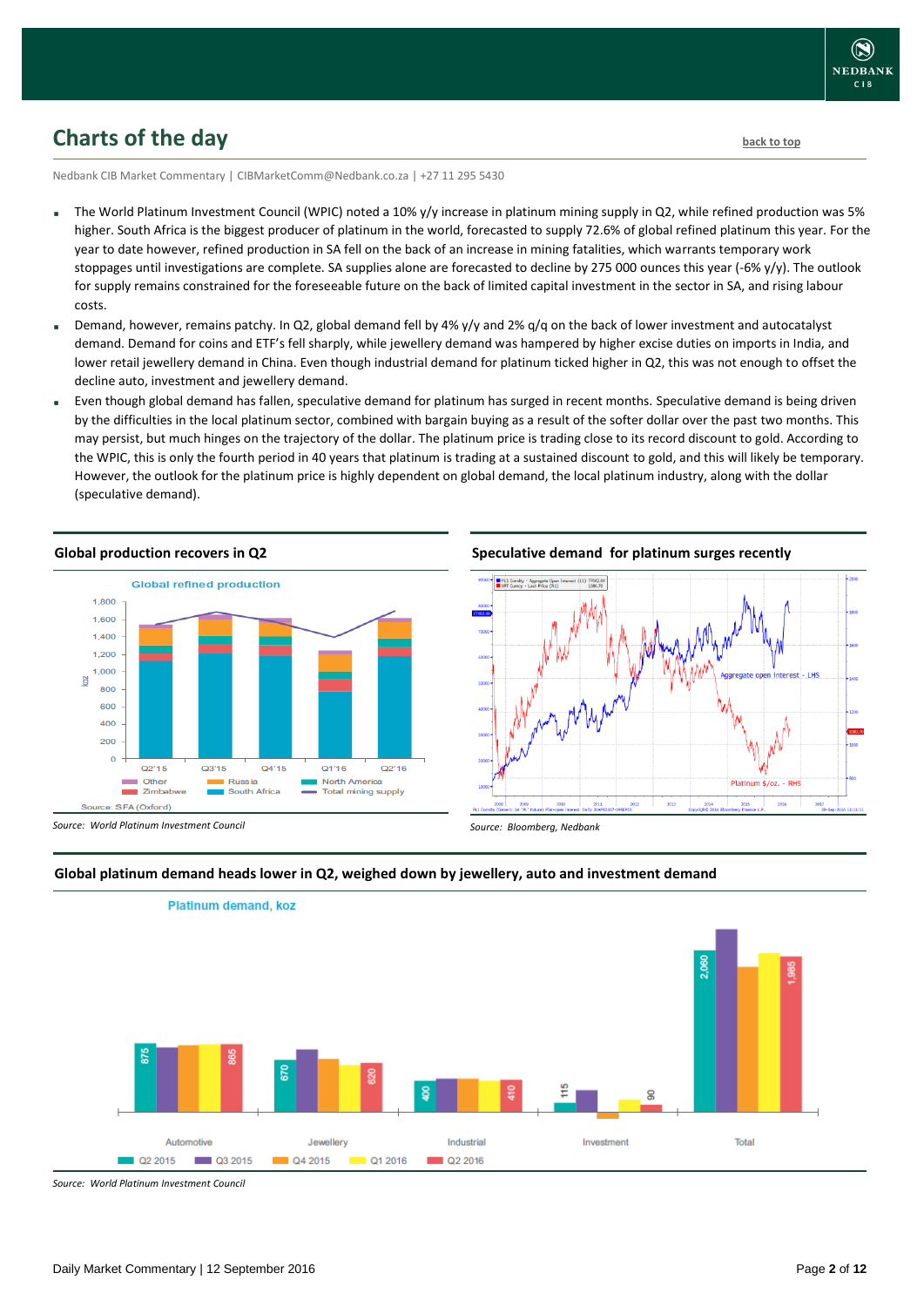## Charts of the day

back to top

Nedbank CIB Market Commentary | CIBMarketComm@Nedbank.co.za | +27 11 295 5430

- The World Platinum Investment Council (WPIC) noted a 10% y/y increase in platinum mining supply in Q2, while refined production was 5% higher. South Africa is the biggest producer of platinum in the world, forecasted to supply 72.6% of global refined platinum this year. For the year to date however, refined production in SA fell on the back of an increase in mining fatalities, which warrants temporary work stoppages until investigations are complete. SA supplies alone are forecasted to decline by 275 000 ounces this year (-6% y/y). The outlook for supply remains constrained for the foreseeable future on the back of limited capital investment in the sector in SA, and rising labour costs.
- Demand, however, remains patchy. In Q2, global demand fell by 4% y/y and 2% q/q on the back of lower investment and autocatalyst demand. Demand for coins and ETF's fell sharply, while jewellery demand was hampered by higher excise duties on imports in India, and lower retail jewellery demand in China. Even though industrial demand for platinum ticked higher in Q2, this was not enough to offset the decline auto, investment and jewellery demand.
- Even though global demand has fallen, speculative demand for platinum has surged in recent months. Speculative demand is being driven by the difficulties in the local platinum sector, combined with bargain buying as a result of the softer dollar over the past two months. This may persist, but much hinges on the trajectory of the dollar. The platinum price is trading close to its record discount to gold. According to the WPIC, this is only the fourth period in 40 years that platinum is trading at a sustained discount to gold, and this will likely be temporary. However, the outlook for the platinum price is highly dependent on global demand, the local platinum industry, along with the dollar (speculative demand).

**Global production recovers in Q2**

Source: World Platinum Investment Council

**Speculative demand for platinum surges recently**

Source: Bloomberg, Nedbank

**Global platinum demand heads lower in Q2, weighed down by jewellery, auto and investment demand**

Source: World Platinum Investment Council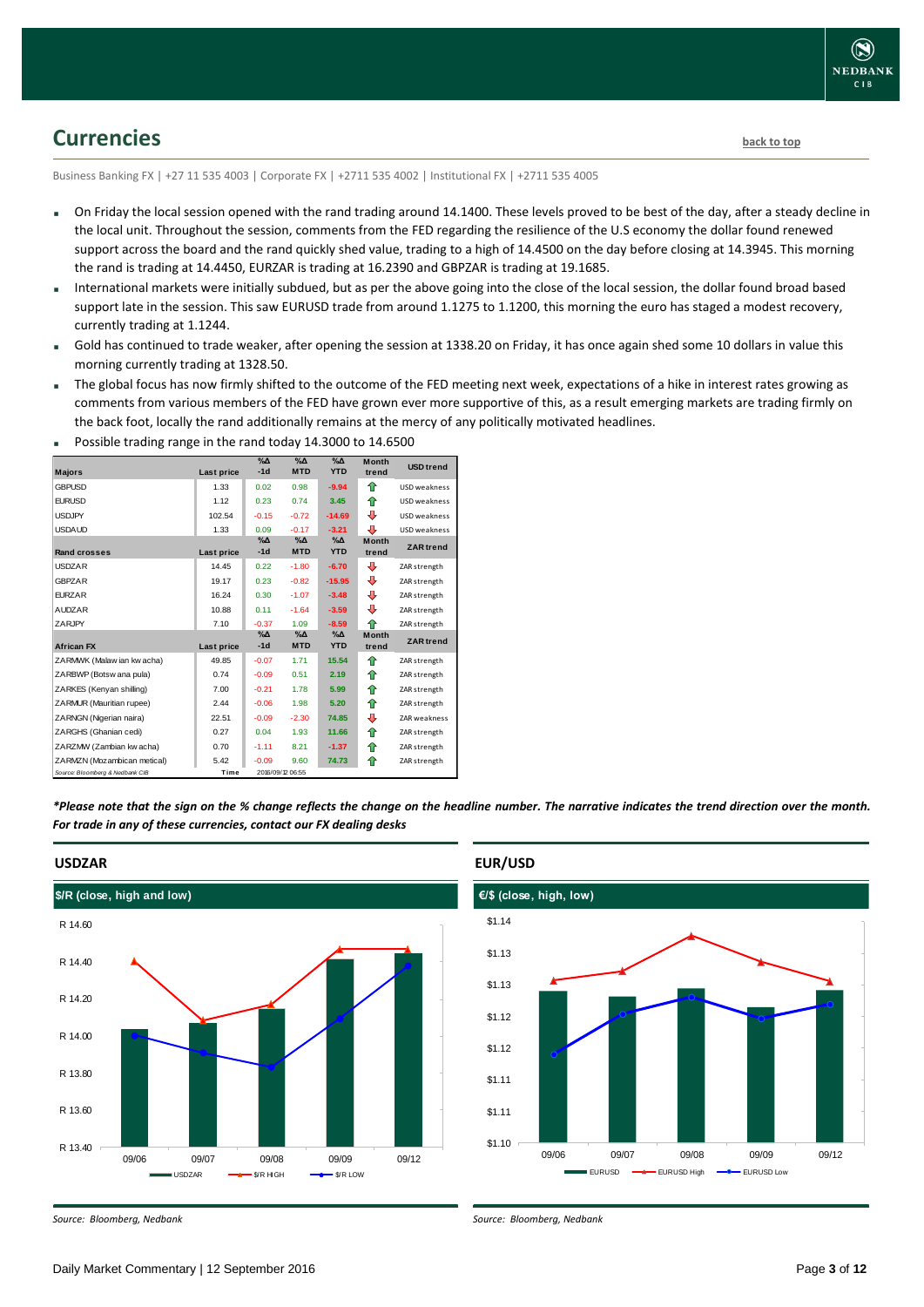## Currencies

back to top

Business Banking FX | +27 11 535 4003 | Corporate FX | +2711 535 4002 | Institutional FX | +2711 535 4005

- On Friday the local session opened with the rand trading around 14.1400. These levels proved to be best of the day, after a steady decline in the local unit. Throughout the session, comments from the FED regarding the resilience of the U.S economy the dollar found renewed support across the board and the rand quickly shed value, trading to a high of 14.4500 on the day before closing at 14.3945. This morning the rand is trading at 14.4450, EURZAR is trading at 16.2390 and GBPZAR is trading at 19.1685.
- International markets were initially subdued, but as per the above going into the close of the local session, the dollar found broad based support late in the session. This saw EURUSD trade from around 1.1275 to 1.1200, this morning the euro has staged a modest recovery, currently trading at 1.1244.
- Gold has continued to trade weaker, after opening the session at 1338.20 on Friday, it has once again shed some 10 dollars in value this morning currently trading at 1328.50.
- The global focus has now firmly shifted to the outcome of the FED meeting next week, expectations of a hike in interest rates growing as comments from various members of the FED have grown ever more supportive of this, as a result emerging markets are trading firmly on the back foot, locally the rand additionally remains at the mercy of any politically motivated headlines.
- Possible trading range in the rand today 14.3000 to 14.6500

| Majors | Last price | %Δ -1d | %Δ MTD | %Δ YTD | Month trend | USD trend |
|---|---|---|---|---|---|---|
| GBPUSD | 1.33 | 0.02 | 0.98 | -9.94 | ⇧ | USD weakness |
| EURUSD | 1.12 | 0.23 | 0.74 | 3.45 | ⇧ | USD weakness |
| USDJPY | 102.54 | -0.15 | -0.72 | -14.69 | ⇩ | USD weakness |
| USDAUD | 1.33 | 0.09 | -0.17 | -3.21 | ⇩ | USD weakness |
| **Rand crosses** | **Last price** | **%Δ -1d** | **%Δ MTD** | **%Δ YTD** | **Month trend** | **ZAR trend** |
| USDZAR | 14.45 | 0.22 | -1.80 | -6.70 | ⇩ | ZAR strength |
| GBPZAR | 19.17 | 0.23 | -0.82 | -15.95 | ⇩ | ZAR strength |
| EURZAR | 16.24 | 0.30 | -1.07 | -3.48 | ⇩ | ZAR strength |
| AUDZAR | 10.88 | 0.11 | -1.64 | -3.59 | ⇩ | ZAR strength |
| ZARJPY | 7.10 | -0.37 | 1.09 | -8.59 | ⇧ | ZAR strength |
| **African FX** | **Last price** | **%Δ -1d** | **%Δ MTD** | **%Δ YTD** | **Month trend** | **ZAR trend** |
| ZARMWK (Malawian kwacha) | 49.85 | -0.07 | 1.71 | 15.54 | ⇧ | ZAR strength |
| ZARBWP (Botswana pula) | 0.74 | -0.09 | 0.51 | 2.19 | ⇧ | ZAR strength |
| ZARKES (Kenyan shilling) | 7.00 | -0.21 | 1.78 | 5.99 | ⇧ | ZAR strength |
| ZARMUR (Mauritian rupee) | 2.44 | -0.06 | 1.98 | 5.20 | ⇧ | ZAR strength |
| ZARNGN (Nigerian naira) | 22.51 | -0.09 | -2.30 | 74.85 | ⇩ | ZAR weakness |
| ZARGHS (Ghanian cedi) | 0.27 | 0.04 | 1.93 | 11.66 | ⇧ | ZAR strength |
| ZARZMW (Zambian kwacha) | 0.70 | -1.11 | 8.21 | -1.37 | ⇧ | ZAR strength |
| ZARMZN (Mozambican metical) | 5.42 | -0.09 | 9.60 | 74.73 | ⇧ | ZAR strength |
| Source: Bloomberg & Nedbank CIB | Time | 2016/09/12 06:55 | | | | |

*\*Please note that the sign on the % change reflects the change on the headline number. The narrative indicates the trend direction over the month. For trade in any of these currencies, contact our FX dealing desks*

### USDZAR

$/R (close, high and low)

Source: Bloomberg, Nedbank

### EUR/USD

€/$ (close, high, low)

Source: Bloomberg, Nedbank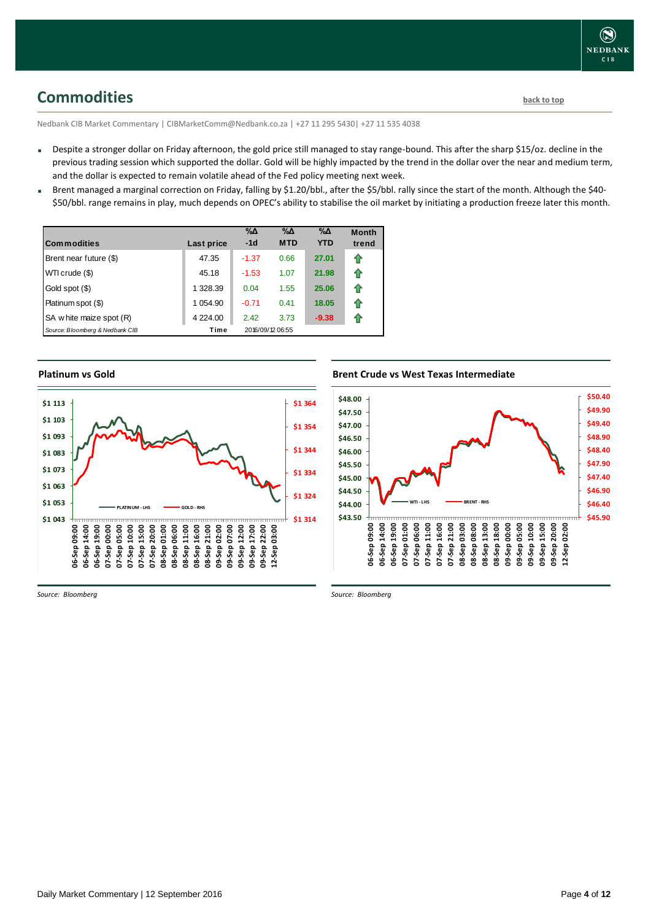## Commodities

back to top

Nedbank CIB Market Commentary | CIBMarketComm@Nedbank.co.za | +27 11 295 5430| +27 11 535 4038

- Despite a stronger dollar on Friday afternoon, the gold price still managed to stay range-bound. This after the sharp $15/oz. decline in the previous trading session which supported the dollar. Gold will be highly impacted by the trend in the dollar over the near and medium term, and the dollar is expected to remain volatile ahead of the Fed policy meeting next week.
- Brent managed a marginal correction on Friday, falling by $1.20/bbl., after the $5/bbl. rally since the start of the month. Although the $40-$50/bbl. range remains in play, much depends on OPEC's ability to stabilise the oil market by initiating a production freeze later this month.

| Commodities | Last price | %Δ -1d | %Δ MTD | %Δ YTD | Month trend |
|---|---|---|---|---|---|
| Brent near future ($) | 47.35 | -1.37 | 0.66 | 27.01 | ⇧ |
| WTI crude ($) | 45.18 | -1.53 | 1.07 | 21.98 | ⇧ |
| Gold spot ($) | 1 328.39 | 0.04 | 1.55 | 25.06 | ⇧ |
| Platinum spot ($) | 1 054.90 | -0.71 | 0.41 | 18.05 | ⇧ |
| SA white maize spot (R) | 4 224.00 | 2.42 | 3.73 | -9.38 | ⇧ |
| Source: Bloomberg & Nedbank CIB | Time | 2016/09/12 06:55 | | | |

**Platinum vs Gold**

*Source: Bloomberg*

**Brent Crude vs West Texas Intermediate**

*Source: Bloomberg*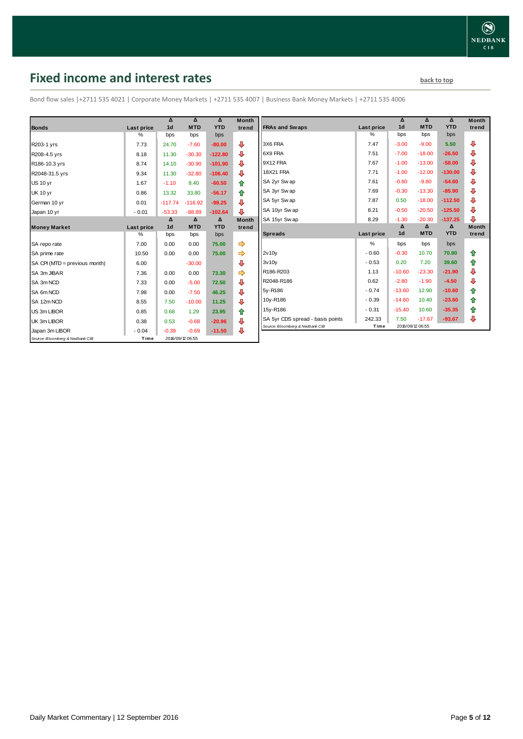## Fixed income and interest rates

back to top

Bond flow sales |+2711 535 4021 | Corporate Money Markets | +2711 535 4007 | Business Bank Money Markets | +2711 535 4006

| Bonds | Last price | Δ 1d | Δ MTD | Δ YTD | Month trend |
|---|---|---|---|---|---|
| | % | bps | bps | bps | |
| R203-1 yrs | 7.73 | 24.70 | -7.60 | -80.00 | ⇩ |
| R208-4.5 yrs | 8.18 | 11.30 | -30.30 | -122.80 | ⇩ |
| R186-10.3 yrs | 8.74 | 14.10 | -30.90 | -101.90 | ⇩ |
| R2048-31.5 yrs | 9.34 | 11.30 | -32.80 | -106.40 | ⇩ |
| US 10 yr | 1.67 | -1.10 | 8.40 | -60.50 | ⇧ |
| UK 10 yr | 0.86 | 13.32 | 33.80 | -56.17 | ⇧ |
| German 10 yr | 0.01 | -117.74 | -116.92 | -98.25 | ⇩ |
| Japan 10 yr | -0.01 | -53.33 | -88.89 | -102.64 | ⇩ |

| Money Market | Last price | Δ 1d | Δ MTD | Δ YTD | Month trend |
|---|---|---|---|---|---|
| | % | bps | bps | bps | |
| SA repo rate | 7.00 | 0.00 | 0.00 | 75.00 | ⇨ |
| SA prime rate | 10.50 | 0.00 | 0.00 | 75.00 | ⇨ |
| SA CPI (MTD = previous month) | 6.00 | | -30.00 | | ⇩ |
| SA 3m JIBAR | 7.36 | 0.00 | 0.00 | 73.30 | ⇨ |
| SA 3m NCD | 7.33 | 0.00 | -5.00 | 72.50 | ⇩ |
| SA 6m NCD | 7.98 | 0.00 | -7.50 | 46.25 | ⇩ |
| SA 12m NCD | 8.55 | 7.50 | -10.00 | 11.25 | ⇩ |
| US 3m LIBOR | 0.85 | 0.68 | 1.29 | 23.95 | ⇧ |
| UK 3m LIBOR | 0.38 | 0.53 | -0.68 | -20.96 | ⇩ |
| Japan 3m LIBOR | -0.04 | -0.39 | -0.69 | -11.50 | ⇩ |

Source: Bloomberg & Nedbank CIB | Time 2016/09/12 06:55

| FRAs and Swaps | Last price | Δ 1d | Δ MTD | Δ YTD | Month trend |
|---|---|---|---|---|---|
| | % | bps | bps | bps | |
| 3X6 FRA | 7.47 | -3.00 | -9.00 | 5.50 | ⇩ |
| 6X9 FRA | 7.51 | -7.00 | -18.00 | -26.50 | ⇩ |
| 9X12 FRA | 7.67 | -1.00 | -13.00 | -58.00 | ⇩ |
| 18X21 FRA | 7.71 | -1.00 | -12.00 | -130.00 | ⇩ |
| SA 2yr Swap | 7.61 | -0.80 | -9.80 | -54.60 | ⇩ |
| SA 3yr Swap | 7.69 | -0.30 | -13.30 | -85.90 | ⇩ |
| SA 5yr Swap | 7.87 | 0.50 | -18.00 | -112.50 | ⇩ |
| SA 10yr Swap | 8.21 | -0.50 | -20.50 | -125.50 | ⇩ |
| SA 15yr Swap | 8.29 | -1.30 | -20.30 | -137.25 | ⇩ |

| Spreads | Last price | Δ 1d | Δ MTD | Δ YTD | Month trend |
|---|---|---|---|---|---|
| | % | bps | bps | bps | |
| 2v10y | -0.60 | -0.30 | 10.70 | 70.90 | ⇧ |
| 3v10y | -0.53 | 0.20 | 7.20 | 39.60 | ⇧ |
| R186-R203 | 1.13 | -10.60 | -23.30 | -21.90 | ⇩ |
| R2048-R186 | 0.62 | -2.80 | -1.90 | -4.50 | ⇩ |
| 5y-R186 | -0.74 | -13.60 | 12.90 | -10.60 | ⇧ |
| 10y-R186 | -0.39 | -14.60 | 10.40 | -23.60 | ⇧ |
| 15y-R186 | -0.31 | -15.40 | 10.60 | -35.35 | ⇧ |
| SA 5yr CDS spread - basis points | 242.33 | 7.50 | -17.67 | -93.67 | ⇩ |

Source: Bloomberg & Nedbank CIB | Time 2016/09/12 06:55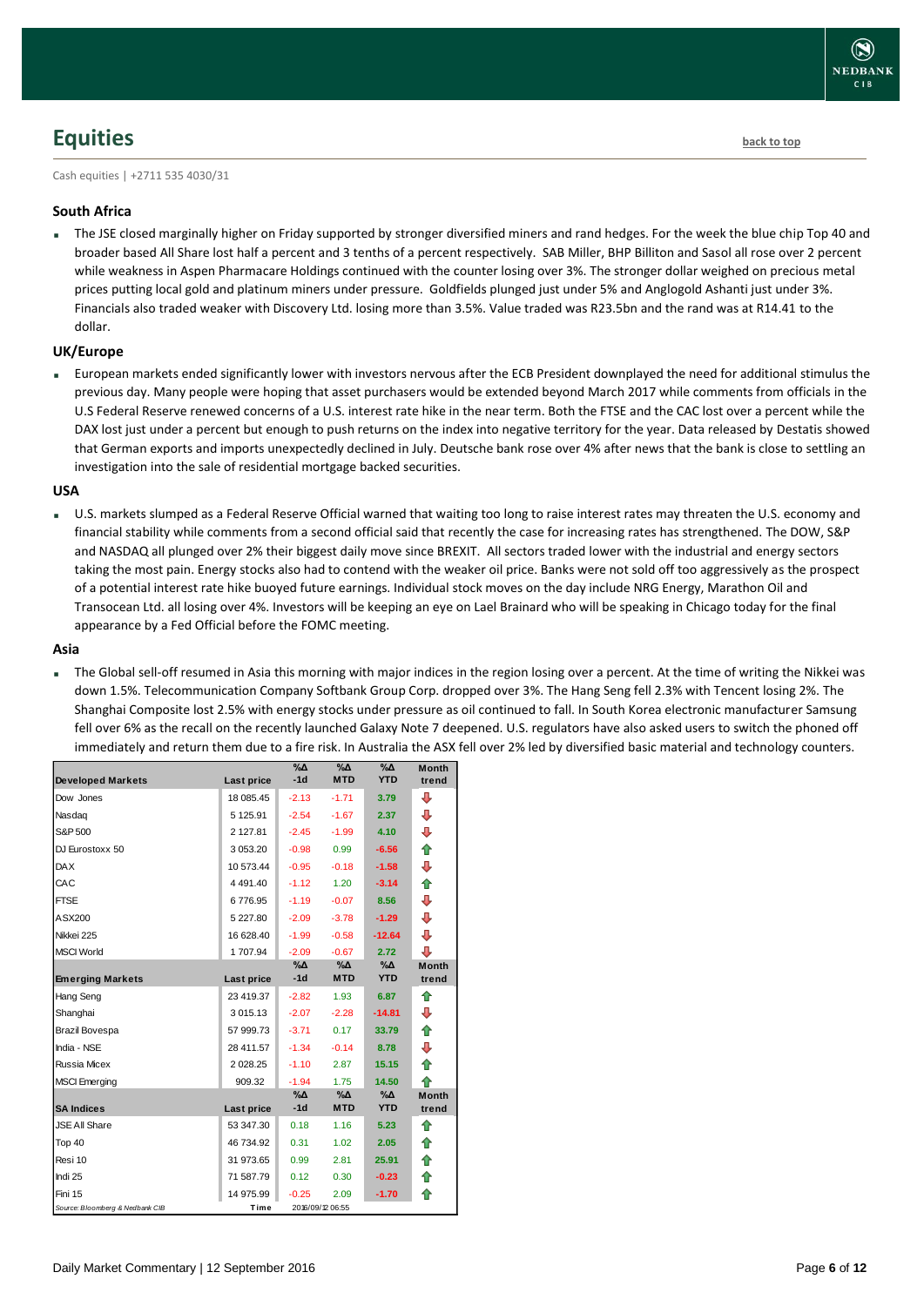# Equities

back to top

Cash equities | +2711 535 4030/31

### South Africa

- The JSE closed marginally higher on Friday supported by stronger diversified miners and rand hedges. For the week the blue chip Top 40 and broader based All Share lost half a percent and 3 tenths of a percent respectively. SAB Miller, BHP Billiton and Sasol all rose over 2 percent while weakness in Aspen Pharmacare Holdings continued with the counter losing over 3%. The stronger dollar weighed on precious metal prices putting local gold and platinum miners under pressure. Goldfields plunged just under 5% and Anglogold Ashanti just under 3%. Financials also traded weaker with Discovery Ltd. losing more than 3.5%. Value traded was R23.5bn and the rand was at R14.41 to the dollar.

### UK/Europe

- European markets ended significantly lower with investors nervous after the ECB President downplayed the need for additional stimulus the previous day. Many people were hoping that asset purchasers would be extended beyond March 2017 while comments from officials in the U.S Federal Reserve renewed concerns of a U.S. interest rate hike in the near term. Both the FTSE and the CAC lost over a percent while the DAX lost just under a percent but enough to push returns on the index into negative territory for the year. Data released by Destatis showed that German exports and imports unexpectedly declined in July. Deutsche bank rose over 4% after news that the bank is close to settling an investigation into the sale of residential mortgage backed securities.

### USA

- U.S. markets slumped as a Federal Reserve Official warned that waiting too long to raise interest rates may threaten the U.S. economy and financial stability while comments from a second official said that recently the case for increasing rates has strengthened. The DOW, S&P and NASDAQ all plunged over 2% their biggest daily move since BREXIT. All sectors traded lower with the industrial and energy sectors taking the most pain. Energy stocks also had to contend with the weaker oil price. Banks were not sold off too aggressively as the prospect of a potential interest rate hike buoyed future earnings. Individual stock moves on the day include NRG Energy, Marathon Oil and Transocean Ltd. all losing over 4%. Investors will be keeping an eye on Lael Brainard who will be speaking in Chicago today for the final appearance by a Fed Official before the FOMC meeting.

### Asia

- The Global sell-off resumed in Asia this morning with major indices in the region losing over a percent. At the time of writing the Nikkei was down 1.5%. Telecommunication Company Softbank Group Corp. dropped over 3%. The Hang Seng fell 2.3% with Tencent losing 2%. The Shanghai Composite lost 2.5% with energy stocks under pressure as oil continued to fall. In South Korea electronic manufacturer Samsung fell over 6% as the recall on the recently launched Galaxy Note 7 deepened. U.S. regulators have also asked users to switch the phoned off immediately and return them due to a fire risk. In Australia the ASX fell over 2% led by diversified basic material and technology counters.

| Developed Markets | Last price | %Δ -1d | %Δ MTD | %Δ YTD | Month trend |
|---|---|---|---|---|---|
| Dow Jones | 18 085.45 | -2.13 | -1.71 | 3.79 | ⇩ |
| Nasdaq | 5 125.91 | -2.54 | -1.67 | 2.37 | ⇩ |
| S&P 500 | 2 127.81 | -2.45 | -1.99 | 4.10 | ⇩ |
| DJ Eurostoxx 50 | 3 053.20 | -0.98 | 0.99 | -6.56 | ⇧ |
| DAX | 10 573.44 | -0.95 | -0.18 | -1.58 | ⇩ |
| CAC | 4 491.40 | -1.12 | 1.20 | -3.14 | ⇧ |
| FTSE | 6 776.95 | -1.19 | -0.07 | 8.56 | ⇩ |
| ASX200 | 5 227.80 | -2.09 | -3.78 | -1.29 | ⇩ |
| Nikkei 225 | 16 628.40 | -1.99 | -0.58 | -12.64 | ⇩ |
| MSCI World | 1 707.94 | -2.09 | -0.67 | 2.72 | ⇩ |
| **Emerging Markets** | **Last price** | **%Δ -1d** | **%Δ MTD** | **%Δ YTD** | **Month trend** |
| Hang Seng | 23 419.37 | -2.82 | 1.93 | 6.87 | ⇧ |
| Shanghai | 3 015.13 | -2.07 | -2.28 | -14.81 | ⇩ |
| Brazil Bovespa | 57 999.73 | -3.71 | 0.17 | 33.79 | ⇧ |
| India - NSE | 28 411.57 | -1.34 | -0.14 | 8.78 | ⇩ |
| Russia Micex | 2 028.25 | -1.10 | 2.87 | 15.15 | ⇧ |
| MSCI Emerging | 909.32 | -1.94 | 1.75 | 14.50 | ⇧ |
| **SA Indices** | **Last price** | **%Δ -1d** | **%Δ MTD** | **%Δ YTD** | **Month trend** |
| JSE All Share | 53 347.30 | 0.18 | 1.16 | 5.23 | ⇧ |
| Top 40 | 46 734.92 | 0.31 | 1.02 | 2.05 | ⇧ |
| Resi 10 | 31 973.65 | 0.99 | 2.81 | 25.91 | ⇧ |
| Indi 25 | 71 587.79 | 0.12 | 0.30 | -0.23 | ⇧ |
| Fini 15 | 14 975.99 | -0.25 | 2.09 | -1.70 | ⇧ |

Source: Bloomberg & Nedbank CIB | Time 2016/09/12 06:55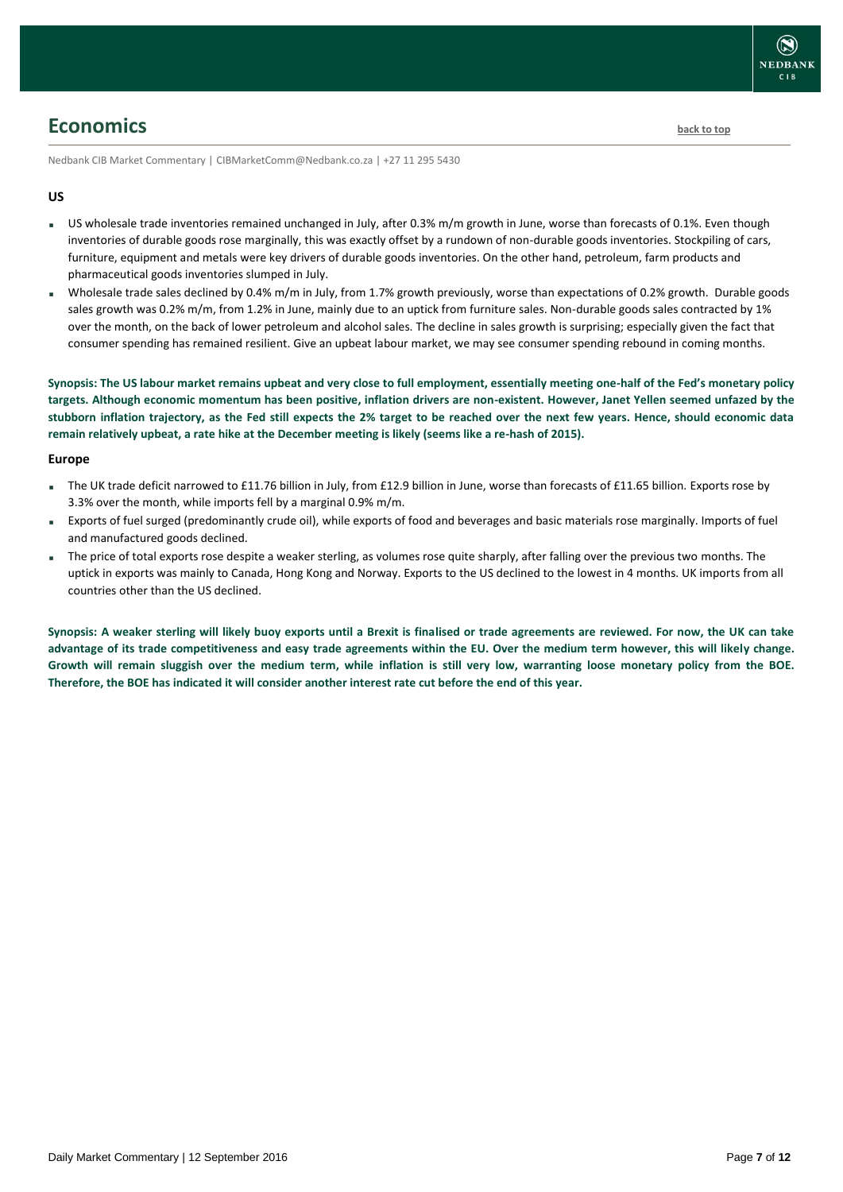## Economics

[back to top]

Nedbank CIB Market Commentary | CIBMarketComm@Nedbank.co.za | +27 11 295 5430

### US

- US wholesale trade inventories remained unchanged in July, after 0.3% m/m growth in June, worse than forecasts of 0.1%. Even though inventories of durable goods rose marginally, this was exactly offset by a rundown of non-durable goods inventories. Stockpiling of cars, furniture, equipment and metals were key drivers of durable goods inventories. On the other hand, petroleum, farm products and pharmaceutical goods inventories slumped in July.
- Wholesale trade sales declined by 0.4% m/m in July, from 1.7% growth previously, worse than expectations of 0.2% growth. Durable goods sales growth was 0.2% m/m, from 1.2% in June, mainly due to an uptick from furniture sales. Non-durable goods sales contracted by 1% over the month, on the back of lower petroleum and alcohol sales. The decline in sales growth is surprising; especially given the fact that consumer spending has remained resilient. Give an upbeat labour market, we may see consumer spending rebound in coming months.

**Synopsis: The US labour market remains upbeat and very close to full employment, essentially meeting one-half of the Fed's monetary policy targets. Although economic momentum has been positive, inflation drivers are non-existent. However, Janet Yellen seemed unfazed by the stubborn inflation trajectory, as the Fed still expects the 2% target to be reached over the next few years. Hence, should economic data remain relatively upbeat, a rate hike at the December meeting is likely (seems like a re-hash of 2015).**

### Europe

- The UK trade deficit narrowed to £11.76 billion in July, from £12.9 billion in June, worse than forecasts of £11.65 billion. Exports rose by 3.3% over the month, while imports fell by a marginal 0.9% m/m.
- Exports of fuel surged (predominantly crude oil), while exports of food and beverages and basic materials rose marginally. Imports of fuel and manufactured goods declined.
- The price of total exports rose despite a weaker sterling, as volumes rose quite sharply, after falling over the previous two months. The uptick in exports was mainly to Canada, Hong Kong and Norway. Exports to the US declined to the lowest in 4 months. UK imports from all countries other than the US declined.

**Synopsis: A weaker sterling will likely buoy exports until a Brexit is finalised or trade agreements are reviewed. For now, the UK can take advantage of its trade competitiveness and easy trade agreements within the EU. Over the medium term however, this will likely change. Growth will remain sluggish over the medium term, while inflation is still very low, warranting loose monetary policy from the BOE. Therefore, the BOE has indicated it will consider another interest rate cut before the end of this year.**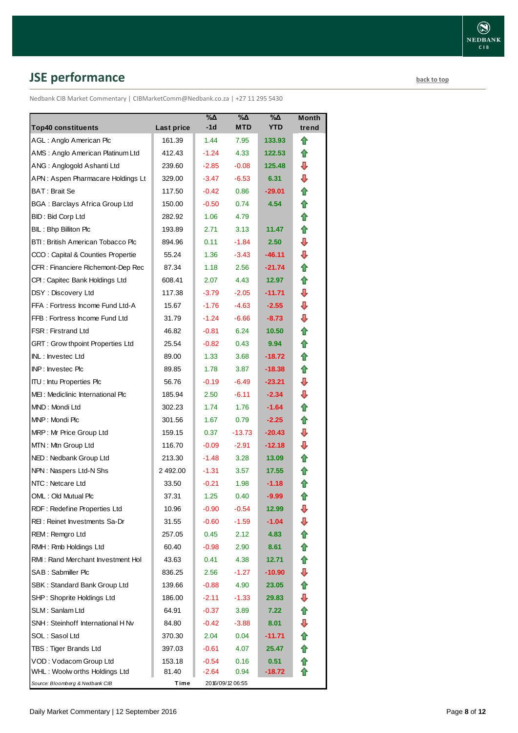## JSE performance

back to top

Nedbank CIB Market Commentary | CIBMarketComm@Nedbank.co.za | +27 11 295 5430

| Top40 constituents | Last price | %Δ -1d | %Δ MTD | %Δ YTD | Month trend |
|---|---|---|---|---|---|
| AGL : Anglo American Plc | 161.39 | 1.44 | 7.95 | 133.93 | ⇧ |
| AMS : Anglo American Platinum Ltd | 412.43 | -1.24 | 4.33 | 122.53 | ⇧ |
| ANG : Anglogold Ashanti Ltd | 239.60 | -2.85 | -0.08 | 125.48 | ⇩ |
| APN : Aspen Pharmacare Holdings Lt | 329.00 | -3.47 | -6.53 | 6.31 | ⇩ |
| BAT : Brait Se | 117.50 | -0.42 | 0.86 | -29.01 | ⇧ |
| BGA : Barclays Africa Group Ltd | 150.00 | -0.50 | 0.74 | 4.54 | ⇧ |
| BID : Bid Corp Ltd | 282.92 | 1.06 | 4.79 | | ⇧ |
| BIL : Bhp Billiton Plc | 193.89 | 2.71 | 3.13 | 11.47 | ⇧ |
| BTI : British American Tobacco Plc | 894.96 | 0.11 | -1.84 | 2.50 | ⇩ |
| CCO : Capital & Counties Propertie | 55.24 | 1.36 | -3.43 | -46.11 | ⇩ |
| CFR : Financiere Richemont-Dep Rec | 87.34 | 1.18 | 2.56 | -21.74 | ⇧ |
| CPI : Capitec Bank Holdings Ltd | 608.41 | 2.07 | 4.43 | 12.97 | ⇧ |
| DSY : Discovery Ltd | 117.38 | -3.79 | -2.05 | -11.71 | ⇩ |
| FFA : Fortress Income Fund Ltd-A | 15.67 | -1.76 | -4.63 | -2.55 | ⇩ |
| FFB : Fortress Income Fund Ltd | 31.79 | -1.24 | -6.66 | -8.73 | ⇩ |
| FSR : Firstrand Ltd | 46.82 | -0.81 | 6.24 | 10.50 | ⇧ |
| GRT : Growthpoint Properties Ltd | 25.54 | -0.82 | 0.43 | 9.94 | ⇧ |
| INL : Investec Ltd | 89.00 | 1.33 | 3.68 | -18.72 | ⇧ |
| INP : Investec Plc | 89.85 | 1.78 | 3.87 | -18.38 | ⇧ |
| ITU : Intu Properties Plc | 56.76 | -0.19 | -6.49 | -23.21 | ⇩ |
| MEI : Mediclinic International Plc | 185.94 | 2.50 | -6.11 | -2.34 | ⇩ |
| MND : Mondi Ltd | 302.23 | 1.74 | 1.76 | -1.64 | ⇧ |
| MNP : Mondi Plc | 301.56 | 1.67 | 0.79 | -2.25 | ⇧ |
| MRP : Mr Price Group Ltd | 159.15 | 0.37 | -13.73 | -20.43 | ⇩ |
| MTN : Mtn Group Ltd | 116.70 | -0.09 | -2.91 | -12.18 | ⇩ |
| NED : Nedbank Group Ltd | 213.30 | -1.48 | 3.28 | 13.09 | ⇧ |
| NPN : Naspers Ltd-N Shs | 2 492.00 | -1.31 | 3.57 | 17.55 | ⇧ |
| NTC : Netcare Ltd | 33.50 | -0.21 | 1.98 | -1.18 | ⇧ |
| OML : Old Mutual Plc | 37.31 | 1.25 | 0.40 | -9.99 | ⇧ |
| RDF : Redefine Properties Ltd | 10.96 | -0.90 | -0.54 | 12.99 | ⇩ |
| REI : Reinet Investments Sa-Dr | 31.55 | -0.60 | -1.59 | -1.04 | ⇩ |
| REM : Remgro Ltd | 257.05 | 0.45 | 2.12 | 4.83 | ⇧ |
| RMH : Rmb Holdings Ltd | 60.40 | -0.98 | 2.90 | 8.61 | ⇧ |
| RMI : Rand Merchant Investment Hol | 43.63 | 0.41 | 4.38 | 12.71 | ⇧ |
| SAB : Sabmiller Plc | 836.25 | 2.56 | -1.27 | -10.90 | ⇩ |
| SBK : Standard Bank Group Ltd | 139.66 | -0.88 | 4.90 | 23.05 | ⇧ |
| SHP : Shoprite Holdings Ltd | 186.00 | -2.11 | -1.33 | 29.83 | ⇩ |
| SLM : Sanlam Ltd | 64.91 | -0.37 | 3.89 | 7.22 | ⇧ |
| SNH : Steinhoff International H Nv | 84.80 | -0.42 | -3.88 | 8.01 | ⇩ |
| SOL : Sasol Ltd | 370.30 | 2.04 | 0.04 | -11.71 | ⇧ |
| TBS : Tiger Brands Ltd | 397.03 | -0.61 | 4.07 | 25.47 | ⇧ |
| VOD : Vodacom Group Ltd | 153.18 | -0.54 | 0.16 | 0.51 | ⇧ |
| WHL : Woolworths Holdings Ltd | 81.40 | -2.64 | 0.94 | -18.72 | ⇧ |

*Source: Bloomberg & Nedbank CIB* &nbsp;&nbsp; **Time** 2016/09/12 06:55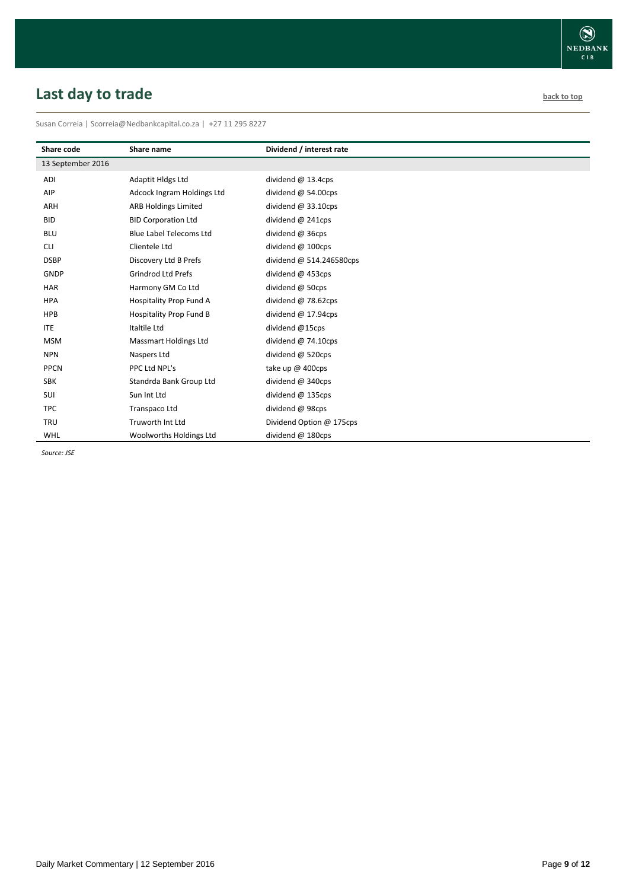## Last day to trade

back to top

Susan Correia | Scorreia@Nedbankcapital.co.za | +27 11 295 8227

| Share code | Share name | Dividend / interest rate |
|---|---|---|
| 13 September 2016 | | |
| ADI | Adaptit Hldgs Ltd | dividend @ 13.4cps |
| AIP | Adcock Ingram Holdings Ltd | dividend @ 54.00cps |
| ARH | ARB Holdings Limited | dividend @ 33.10cps |
| BID | BID Corporation Ltd | dividend @ 241cps |
| BLU | Blue Label Telecoms Ltd | dividend @ 36cps |
| CLI | Clientele Ltd | dividend @ 100cps |
| DSBP | Discovery Ltd B Prefs | dividend @ 514.246580cps |
| GNDP | Grindrod Ltd Prefs | dividend @ 453cps |
| HAR | Harmony GM Co Ltd | dividend @ 50cps |
| HPA | Hospitality Prop Fund A | dividend @ 78.62cps |
| HPB | Hospitality Prop Fund B | dividend @ 17.94cps |
| ITE | Italtile Ltd | dividend @15cps |
| MSM | Massmart Holdings Ltd | dividend @ 74.10cps |
| NPN | Naspers Ltd | dividend @ 520cps |
| PPCN | PPC Ltd NPL's | take up @ 400cps |
| SBK | Standrda Bank Group Ltd | dividend @ 340cps |
| SUI | Sun Int Ltd | dividend @ 135cps |
| TPC | Transpaco Ltd | dividend @ 98cps |
| TRU | Truworth Int Ltd | Dividend Option @ 175cps |
| WHL | Woolworths Holdings Ltd | dividend @ 180cps |

*Source: JSE*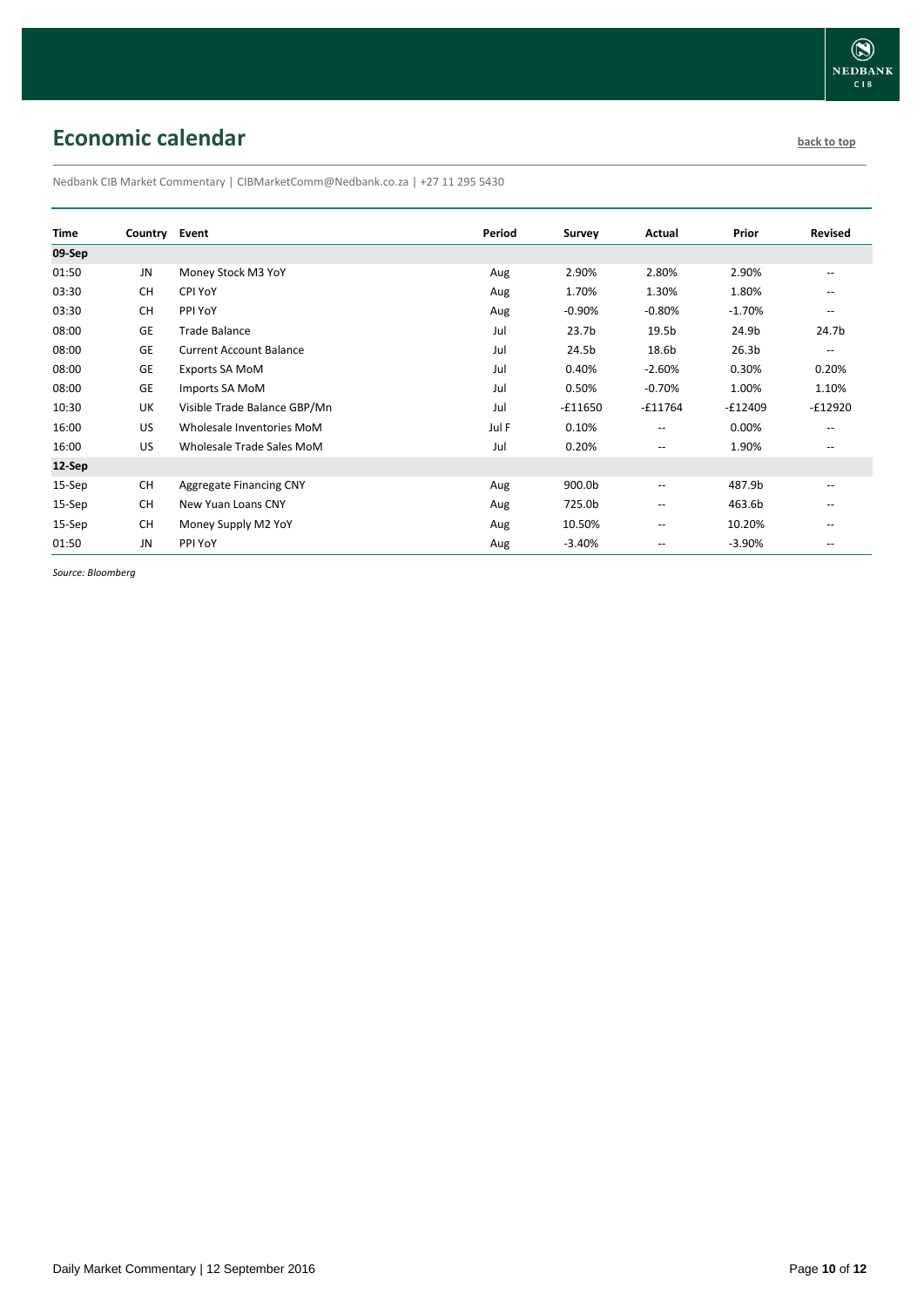## Economic calendar

back to top

Nedbank CIB Market Commentary | CIBMarketComm@Nedbank.co.za | +27 11 295 5430

| Time | Country | Event | Period | Survey | Actual | Prior | Revised |
|---|---|---|---|---|---|---|---|
| **09-Sep** | | | | | | | |
| 01:50 | JN | Money Stock M3 YoY | Aug | 2.90% | 2.80% | 2.90% | -- |
| 03:30 | CH | CPI YoY | Aug | 1.70% | 1.30% | 1.80% | -- |
| 03:30 | CH | PPI YoY | Aug | -0.90% | -0.80% | -1.70% | -- |
| 08:00 | GE | Trade Balance | Jul | 23.7b | 19.5b | 24.9b | 24.7b |
| 08:00 | GE | Current Account Balance | Jul | 24.5b | 18.6b | 26.3b | -- |
| 08:00 | GE | Exports SA MoM | Jul | 0.40% | -2.60% | 0.30% | 0.20% |
| 08:00 | GE | Imports SA MoM | Jul | 0.50% | -0.70% | 1.00% | 1.10% |
| 10:30 | UK | Visible Trade Balance GBP/Mn | Jul | -£11650 | -£11764 | -£12409 | -£12920 |
| 16:00 | US | Wholesale Inventories MoM | Jul F | 0.10% | -- | 0.00% | -- |
| 16:00 | US | Wholesale Trade Sales MoM | Jul | 0.20% | -- | 1.90% | -- |
| **12-Sep** | | | | | | | |
| 15-Sep | CH | Aggregate Financing CNY | Aug | 900.0b | -- | 487.9b | -- |
| 15-Sep | CH | New Yuan Loans CNY | Aug | 725.0b | -- | 463.6b | -- |
| 15-Sep | CH | Money Supply M2 YoY | Aug | 10.50% | -- | 10.20% | -- |
| 01:50 | JN | PPI YoY | Aug | -3.40% | -- | -3.90% | -- |

*Source: Bloomberg*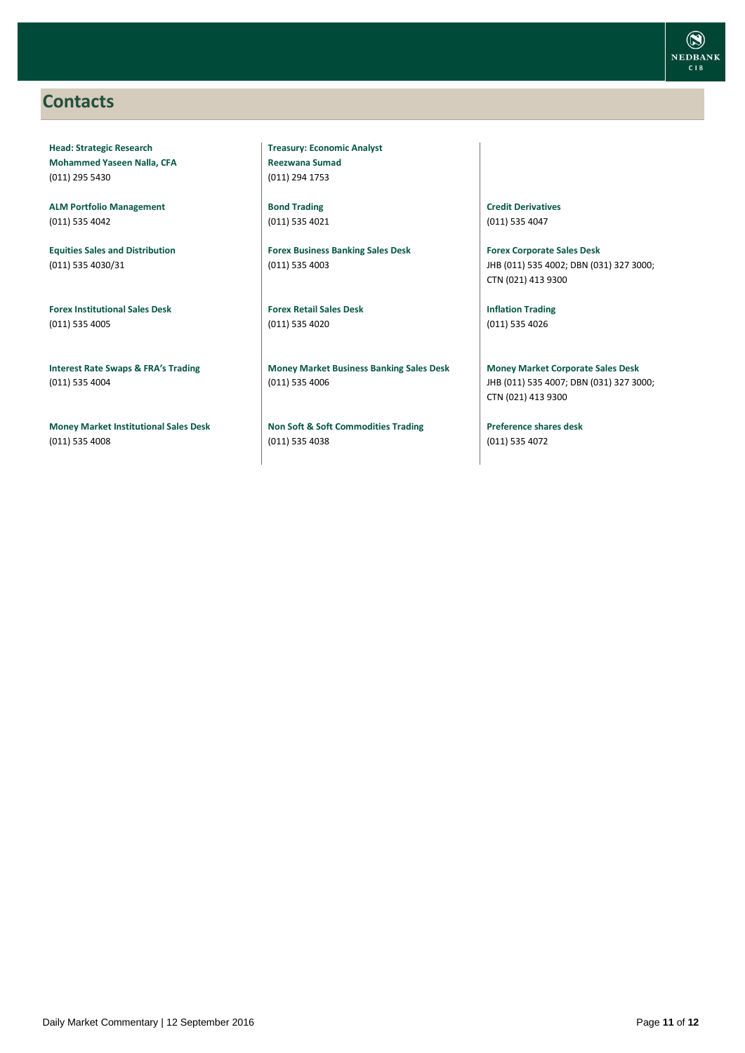## Contacts

**Head: Strategic Research**
**Mohammed Yaseen Nalla, CFA**
(011) 295 5430

**ALM Portfolio Management**
(011) 535 4042

**Equities Sales and Distribution**
(011) 535 4030/31

**Forex Institutional Sales Desk**
(011) 535 4005

**Interest Rate Swaps & FRA's Trading**
(011) 535 4004

**Money Market Institutional Sales Desk**
(011) 535 4008

**Treasury: Economic Analyst**
**Reezwana Sumad**
(011) 294 1753

**Bond Trading**
(011) 535 4021

**Forex Business Banking Sales Desk**
(011) 535 4003

**Forex Retail Sales Desk**
(011) 535 4020

**Money Market Business Banking Sales Desk**
(011) 535 4006

**Non Soft & Soft Commodities Trading**
(011) 535 4038

**Credit Derivatives**
(011) 535 4047

**Forex Corporate Sales Desk**
JHB (011) 535 4002; DBN (031) 327 3000; CTN (021) 413 9300

**Inflation Trading**
(011) 535 4026

**Money Market Corporate Sales Desk**
JHB (011) 535 4007; DBN (031) 327 3000; CTN (021) 413 9300

**Preference shares desk**
(011) 535 4072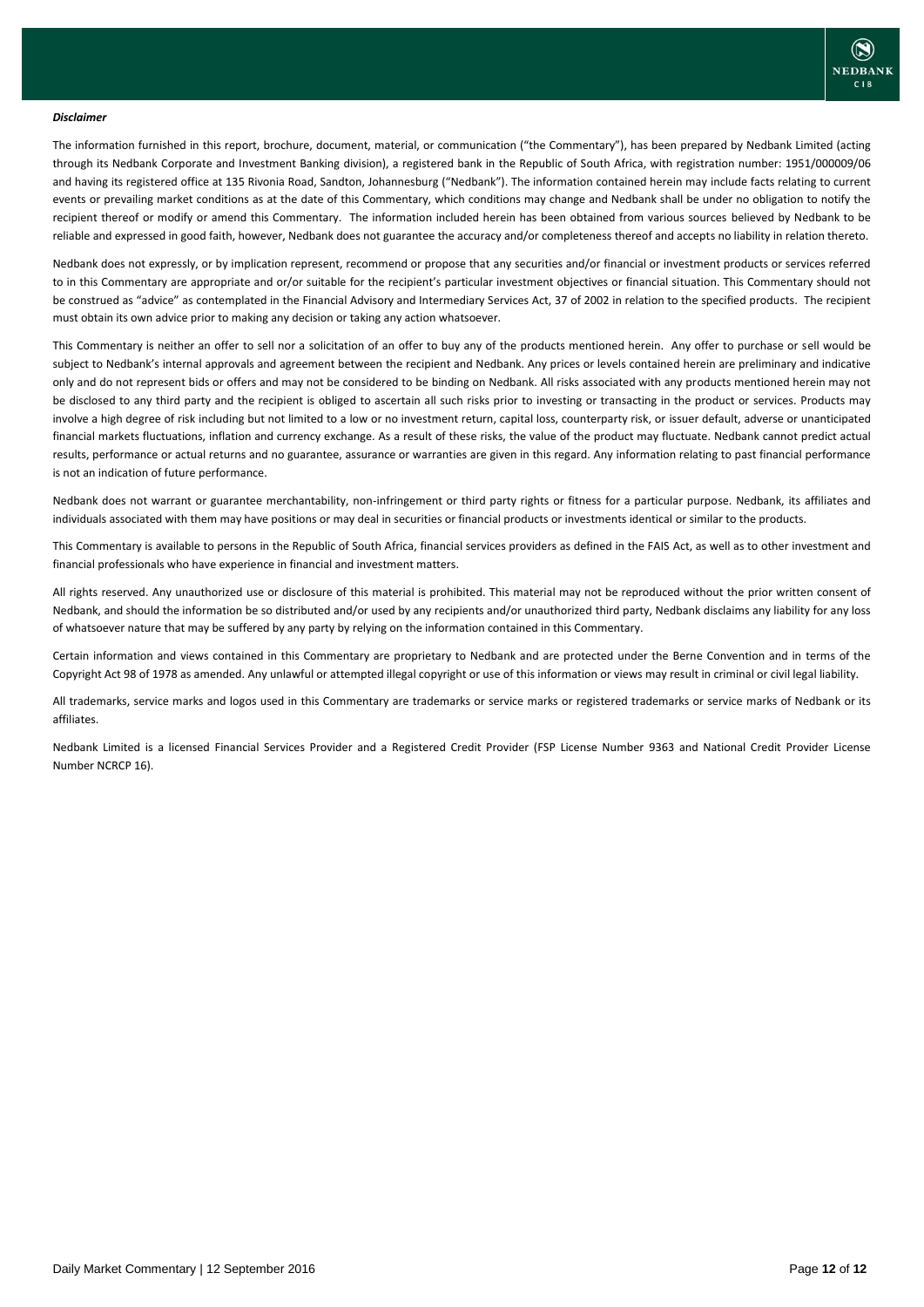***Disclaimer***

The information furnished in this report, brochure, document, material, or communication ("the Commentary"), has been prepared by Nedbank Limited (acting through its Nedbank Corporate and Investment Banking division), a registered bank in the Republic of South Africa, with registration number: 1951/000009/06 and having its registered office at 135 Rivonia Road, Sandton, Johannesburg ("Nedbank"). The information contained herein may include facts relating to current events or prevailing market conditions as at the date of this Commentary, which conditions may change and Nedbank shall be under no obligation to notify the recipient thereof or modify or amend this Commentary. The information included herein has been obtained from various sources believed by Nedbank to be reliable and expressed in good faith, however, Nedbank does not guarantee the accuracy and/or completeness thereof and accepts no liability in relation thereto.

Nedbank does not expressly, or by implication represent, recommend or propose that any securities and/or financial or investment products or services referred to in this Commentary are appropriate and or/or suitable for the recipient's particular investment objectives or financial situation. This Commentary should not be construed as "advice" as contemplated in the Financial Advisory and Intermediary Services Act, 37 of 2002 in relation to the specified products. The recipient must obtain its own advice prior to making any decision or taking any action whatsoever.

This Commentary is neither an offer to sell nor a solicitation of an offer to buy any of the products mentioned herein. Any offer to purchase or sell would be subject to Nedbank's internal approvals and agreement between the recipient and Nedbank. Any prices or levels contained herein are preliminary and indicative only and do not represent bids or offers and may not be considered to be binding on Nedbank. All risks associated with any products mentioned herein may not be disclosed to any third party and the recipient is obliged to ascertain all such risks prior to investing or transacting in the product or services. Products may involve a high degree of risk including but not limited to a low or no investment return, capital loss, counterparty risk, or issuer default, adverse or unanticipated financial markets fluctuations, inflation and currency exchange. As a result of these risks, the value of the product may fluctuate. Nedbank cannot predict actual results, performance or actual returns and no guarantee, assurance or warranties are given in this regard. Any information relating to past financial performance is not an indication of future performance.

Nedbank does not warrant or guarantee merchantability, non-infringement or third party rights or fitness for a particular purpose. Nedbank, its affiliates and individuals associated with them may have positions or may deal in securities or financial products or investments identical or similar to the products.

This Commentary is available to persons in the Republic of South Africa, financial services providers as defined in the FAIS Act, as well as to other investment and financial professionals who have experience in financial and investment matters.

All rights reserved. Any unauthorized use or disclosure of this material is prohibited. This material may not be reproduced without the prior written consent of Nedbank, and should the information be so distributed and/or used by any recipients and/or unauthorized third party, Nedbank disclaims any liability for any loss of whatsoever nature that may be suffered by any party by relying on the information contained in this Commentary.

Certain information and views contained in this Commentary are proprietary to Nedbank and are protected under the Berne Convention and in terms of the Copyright Act 98 of 1978 as amended. Any unlawful or attempted illegal copyright or use of this information or views may result in criminal or civil legal liability.

All trademarks, service marks and logos used in this Commentary are trademarks or service marks or registered trademarks or service marks of Nedbank or its affiliates.

Nedbank Limited is a licensed Financial Services Provider and a Registered Credit Provider (FSP License Number 9363 and National Credit Provider License Number NCRCP 16).